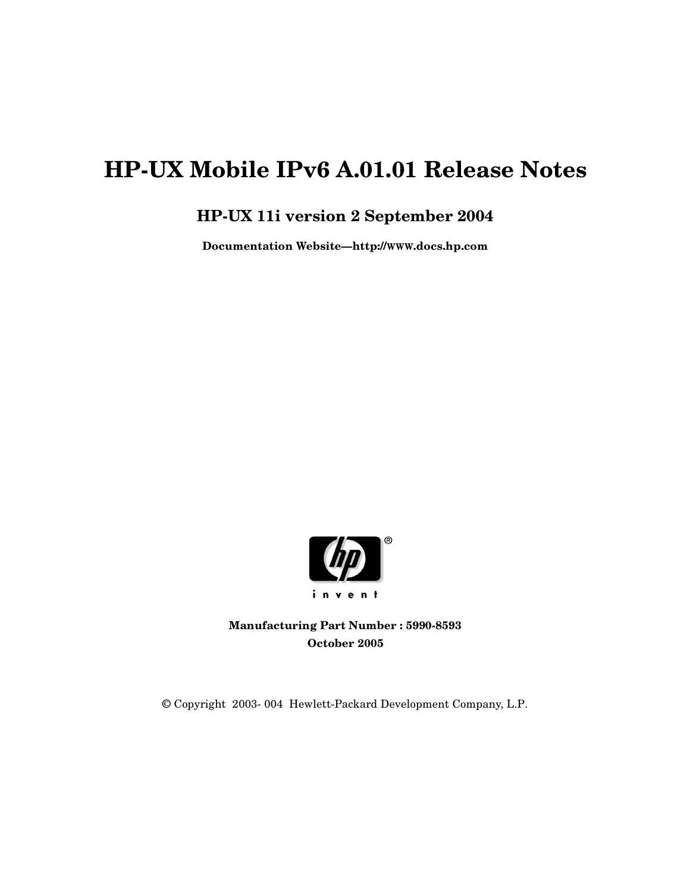# HP-UX Mobile IPv6 A.01.01 Release Notes

## HP-UX 11i version 2 September 2004

**Documentation Website—http://www.docs.hp.com**

**Manufacturing Part Number : 5990-8593**

**October 2005**

© Copyright 2003- 004 Hewlett-Packard Development Company, L.P.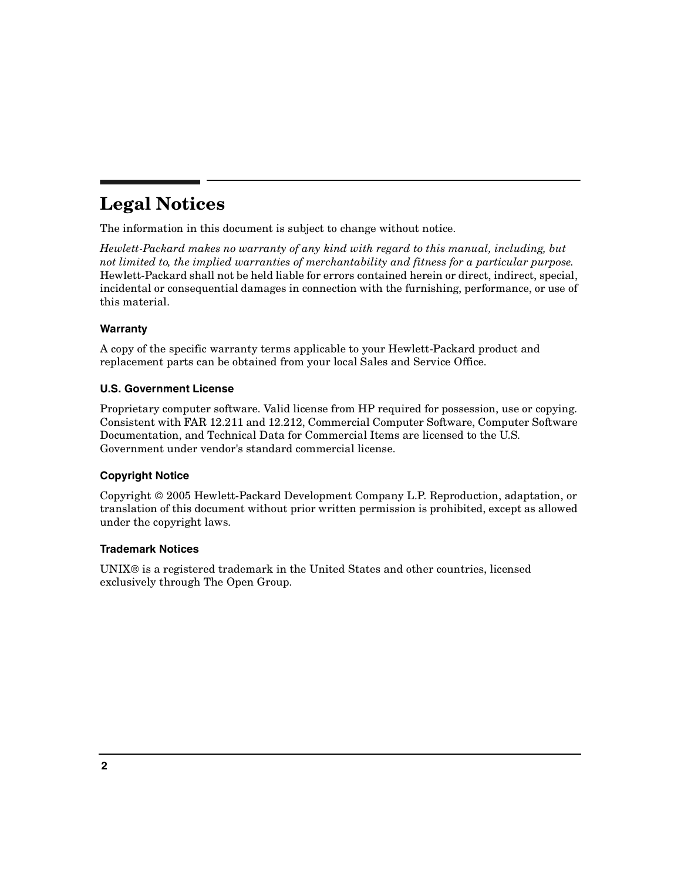# Legal Notices

The information in this document is subject to change without notice.

*Hewlett-Packard makes no warranty of any kind with regard to this manual, including, but not limited to, the implied warranties of merchantability and fitness for a particular purpose.* Hewlett-Packard shall not be held liable for errors contained herein or direct, indirect, special, incidental or consequential damages in connection with the furnishing, performance, or use of this material.

### Warranty

A copy of the specific warranty terms applicable to your Hewlett-Packard product and replacement parts can be obtained from your local Sales and Service Office.

### U.S. Government License

Proprietary computer software. Valid license from HP required for possession, use or copying. Consistent with FAR 12.211 and 12.212, Commercial Computer Software, Computer Software Documentation, and Technical Data for Commercial Items are licensed to the U.S. Government under vendor's standard commercial license.

### Copyright Notice

Copyright © 2005 Hewlett-Packard Development Company L.P. Reproduction, adaptation, or translation of this document without prior written permission is prohibited, except as allowed under the copyright laws.

### Trademark Notices

UNIX® is a registered trademark in the United States and other countries, licensed exclusively through The Open Group.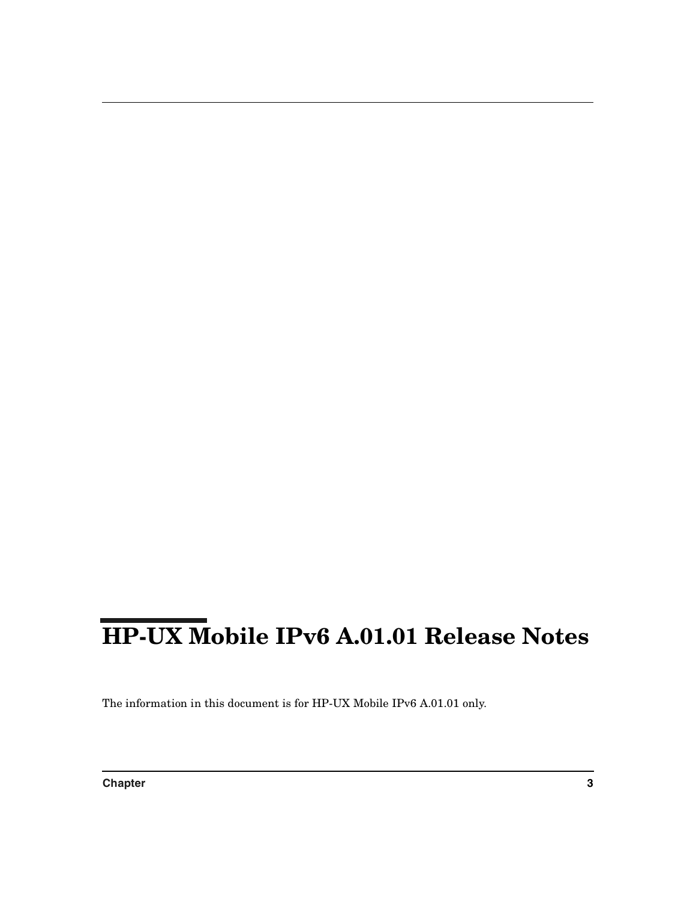# HP-UX Mobile IPv6 A.01.01 Release Notes

The information in this document is for HP-UX Mobile IPv6 A.01.01 only.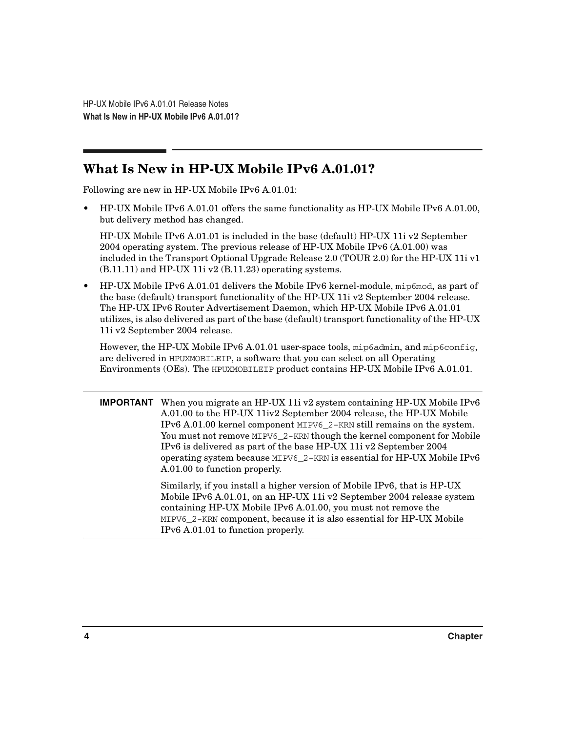## What Is New in HP-UX Mobile IPv6 A.01.01?

Following are new in HP-UX Mobile IPv6 A.01.01:

- HP-UX Mobile IPv6 A.01.01 offers the same functionality as HP-UX Mobile IPv6 A.01.00, but delivery method has changed.

  HP-UX Mobile IPv6 A.01.01 is included in the base (default) HP-UX 11i v2 September 2004 operating system. The previous release of HP-UX Mobile IPv6 (A.01.00) was included in the Transport Optional Upgrade Release 2.0 (TOUR 2.0) for the HP-UX 11i v1 (B.11.11) and HP-UX 11i v2 (B.11.23) operating systems.

- HP-UX Mobile IPv6 A.01.01 delivers the Mobile IPv6 kernel-module, `mip6mod`, as part of the base (default) transport functionality of the HP-UX 11i v2 September 2004 release. The HP-UX IPv6 Router Advertisement Daemon, which HP-UX Mobile IPv6 A.01.01 utilizes, is also delivered as part of the base (default) transport functionality of the HP-UX 11i v2 September 2004 release.

  However, the HP-UX Mobile IPv6 A.01.01 user-space tools, `mip6admin`, and `mip6config`, are delivered in `HPUXMOBILEIP`, a software that you can select on all Operating Environments (OEs). The `HPUXMOBILEIP` product contains HP-UX Mobile IPv6 A.01.01.

---

**IMPORTANT** When you migrate an HP-UX 11i v2 system containing HP-UX Mobile IPv6 A.01.00 to the HP-UX 11iv2 September 2004 release, the HP-UX Mobile IPv6 A.01.00 kernel component `MIPV6_2-KRN` still remains on the system. You must not remove `MIPV6_2-KRN` though the kernel component for Mobile IPv6 is delivered as part of the base HP-UX 11i v2 September 2004 operating system because `MIPV6_2-KRN` is essential for HP-UX Mobile IPv6 A.01.00 to function properly.

Similarly, if you install a higher version of Mobile IPv6, that is HP-UX Mobile IPv6 A.01.01, on an HP-UX 11i v2 September 2004 release system containing HP-UX Mobile IPv6 A.01.00, you must not remove the `MIPV6_2-KRN` component, because it is also essential for HP-UX Mobile IPv6 A.01.01 to function properly.

---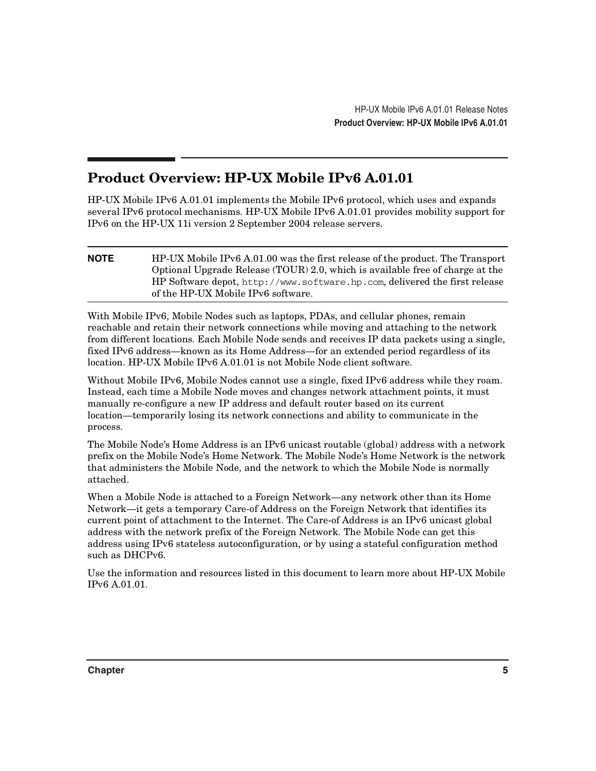## Product Overview: HP-UX Mobile IPv6 A.01.01

HP-UX Mobile IPv6 A.01.01 implements the Mobile IPv6 protocol, which uses and expands several IPv6 protocol mechanisms. HP-UX Mobile IPv6 A.01.01 provides mobility support for IPv6 on the HP-UX 11i version 2 September 2004 release servers.

**NOTE** HP-UX Mobile IPv6 A.01.00 was the first release of the product. The Transport Optional Upgrade Release (TOUR) 2.0, which is available free of charge at the HP Software depot, `http://www.software.hp.com`, delivered the first release of the HP-UX Mobile IPv6 software.

With Mobile IPv6, Mobile Nodes such as laptops, PDAs, and cellular phones, remain reachable and retain their network connections while moving and attaching to the network from different locations. Each Mobile Node sends and receives IP data packets using a single, fixed IPv6 address—known as its Home Address—for an extended period regardless of its location. HP-UX Mobile IPv6 A.01.01 is not Mobile Node client software.

Without Mobile IPv6, Mobile Nodes cannot use a single, fixed IPv6 address while they roam. Instead, each time a Mobile Node moves and changes network attachment points, it must manually re-configure a new IP address and default router based on its current location—temporarily losing its network connections and ability to communicate in the process.

The Mobile Node's Home Address is an IPv6 unicast routable (global) address with a network prefix on the Mobile Node's Home Network. The Mobile Node's Home Network is the network that administers the Mobile Node, and the network to which the Mobile Node is normally attached.

When a Mobile Node is attached to a Foreign Network—any network other than its Home Network—it gets a temporary Care-of Address on the Foreign Network that identifies its current point of attachment to the Internet. The Care-of Address is an IPv6 unicast global address with the network prefix of the Foreign Network. The Mobile Node can get this address using IPv6 stateless autoconfiguration, or by using a stateful configuration method such as DHCPv6.

Use the information and resources listed in this document to learn more about HP-UX Mobile IPv6 A.01.01.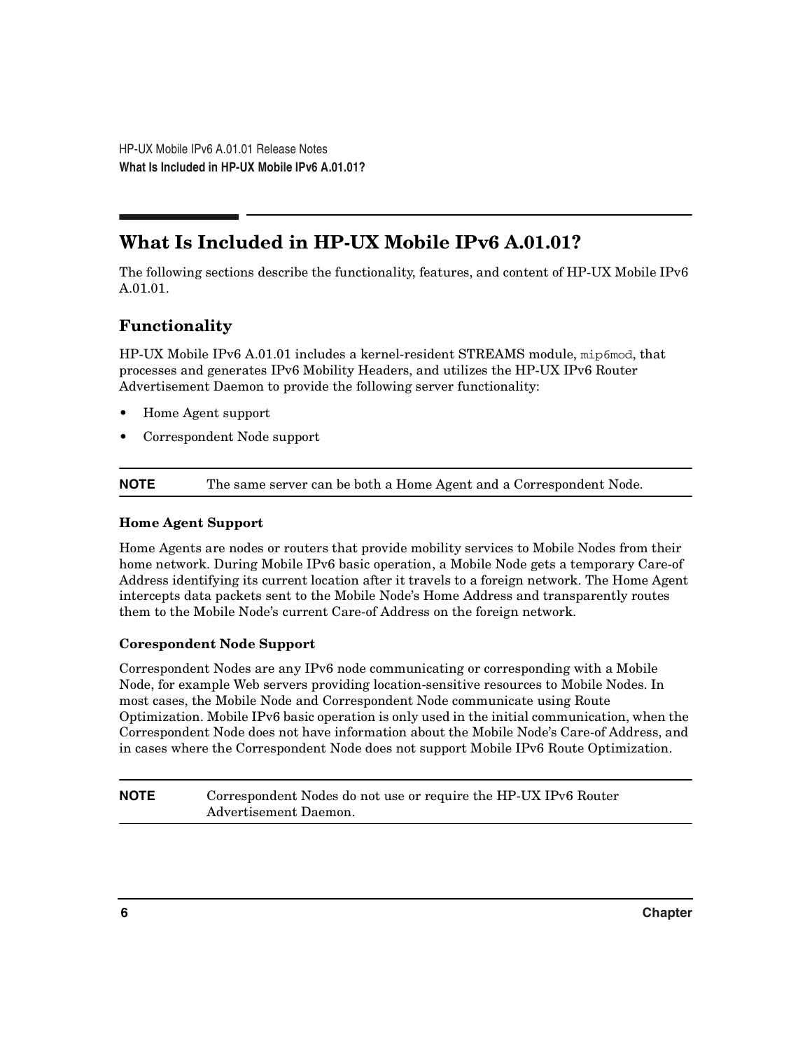## What Is Included in HP-UX Mobile IPv6 A.01.01?

The following sections describe the functionality, features, and content of HP-UX Mobile IPv6 A.01.01.

### Functionality

HP-UX Mobile IPv6 A.01.01 includes a kernel-resident STREAMS module, `mip6mod`, that processes and generates IPv6 Mobility Headers, and utilizes the HP-UX IPv6 Router Advertisement Daemon to provide the following server functionality:

- Home Agent support
- Correspondent Node support

**NOTE** The same server can be both a Home Agent and a Correspondent Node.

#### Home Agent Support

Home Agents are nodes or routers that provide mobility services to Mobile Nodes from their home network. During Mobile IPv6 basic operation, a Mobile Node gets a temporary Care-of Address identifying its current location after it travels to a foreign network. The Home Agent intercepts data packets sent to the Mobile Node's Home Address and transparently routes them to the Mobile Node's current Care-of Address on the foreign network.

#### Corespondent Node Support

Correspondent Nodes are any IPv6 node communicating or corresponding with a Mobile Node, for example Web servers providing location-sensitive resources to Mobile Nodes. In most cases, the Mobile Node and Correspondent Node communicate using Route Optimization. Mobile IPv6 basic operation is only used in the initial communication, when the Correspondent Node does not have information about the Mobile Node's Care-of Address, and in cases where the Correspondent Node does not support Mobile IPv6 Route Optimization.

**NOTE** Correspondent Nodes do not use or require the HP-UX IPv6 Router Advertisement Daemon.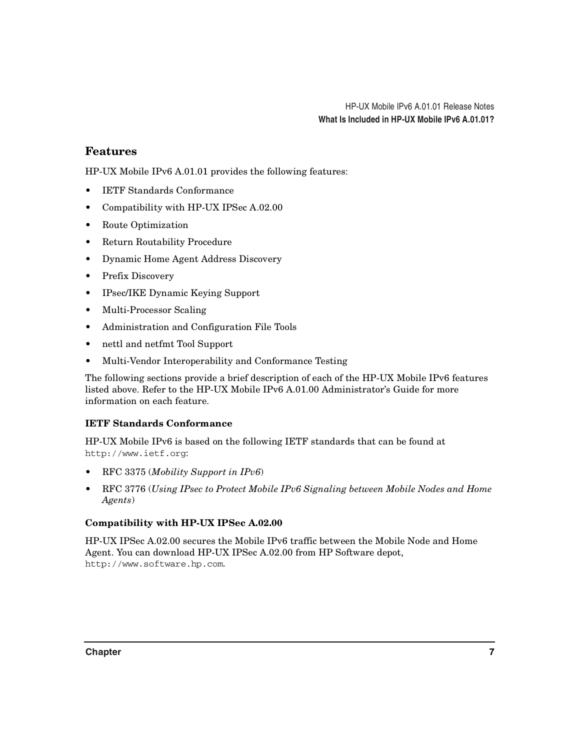## Features

HP-UX Mobile IPv6 A.01.01 provides the following features:

- IETF Standards Conformance
- Compatibility with HP-UX IPSec A.02.00
- Route Optimization
- Return Routability Procedure
- Dynamic Home Agent Address Discovery
- Prefix Discovery
- IPsec/IKE Dynamic Keying Support
- Multi-Processor Scaling
- Administration and Configuration File Tools
- nettl and netfmt Tool Support
- Multi-Vendor Interoperability and Conformance Testing

The following sections provide a brief description of each of the HP-UX Mobile IPv6 features listed above. Refer to the HP-UX Mobile IPv6 A.01.00 Administrator's Guide for more information on each feature.

### IETF Standards Conformance

HP-UX Mobile IPv6 is based on the following IETF standards that can be found at `http://www.ietf.org`:

- RFC 3375 (*Mobility Support in IPv6*)
- RFC 3776 (*Using IPsec to Protect Mobile IPv6 Signaling between Mobile Nodes and Home Agents*)

### Compatibility with HP-UX IPSec A.02.00

HP-UX IPSec A.02.00 secures the Mobile IPv6 traffic between the Mobile Node and Home Agent. You can download HP-UX IPSec A.02.00 from HP Software depot, `http://www.software.hp.com`.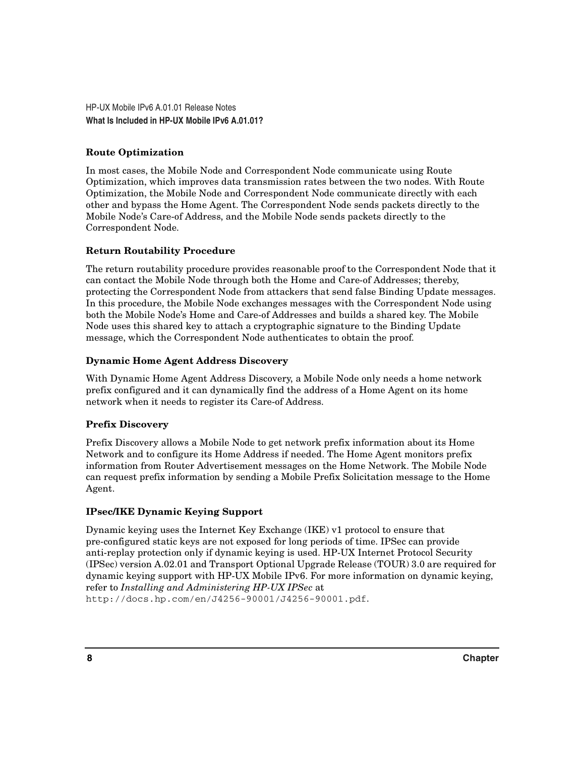### Route Optimization

In most cases, the Mobile Node and Correspondent Node communicate using Route Optimization, which improves data transmission rates between the two nodes. With Route Optimization, the Mobile Node and Correspondent Node communicate directly with each other and bypass the Home Agent. The Correspondent Node sends packets directly to the Mobile Node's Care-of Address, and the Mobile Node sends packets directly to the Correspondent Node.

### Return Routability Procedure

The return routability procedure provides reasonable proof to the Correspondent Node that it can contact the Mobile Node through both the Home and Care-of Addresses; thereby, protecting the Correspondent Node from attackers that send false Binding Update messages. In this procedure, the Mobile Node exchanges messages with the Correspondent Node using both the Mobile Node's Home and Care-of Addresses and builds a shared key. The Mobile Node uses this shared key to attach a cryptographic signature to the Binding Update message, which the Correspondent Node authenticates to obtain the proof.

### Dynamic Home Agent Address Discovery

With Dynamic Home Agent Address Discovery, a Mobile Node only needs a home network prefix configured and it can dynamically find the address of a Home Agent on its home network when it needs to register its Care-of Address.

### Prefix Discovery

Prefix Discovery allows a Mobile Node to get network prefix information about its Home Network and to configure its Home Address if needed. The Home Agent monitors prefix information from Router Advertisement messages on the Home Network. The Mobile Node can request prefix information by sending a Mobile Prefix Solicitation message to the Home Agent.

### IPsec/IKE Dynamic Keying Support

Dynamic keying uses the Internet Key Exchange (IKE) v1 protocol to ensure that pre-configured static keys are not exposed for long periods of time. IPSec can provide anti-replay protection only if dynamic keying is used. HP-UX Internet Protocol Security (IPSec) version A.02.01 and Transport Optional Upgrade Release (TOUR) 3.0 are required for dynamic keying support with HP-UX Mobile IPv6. For more information on dynamic keying, refer to *Installing and Administering HP-UX IPSec* at `http://docs.hp.com/en/J4256-90001/J4256-90001.pdf`.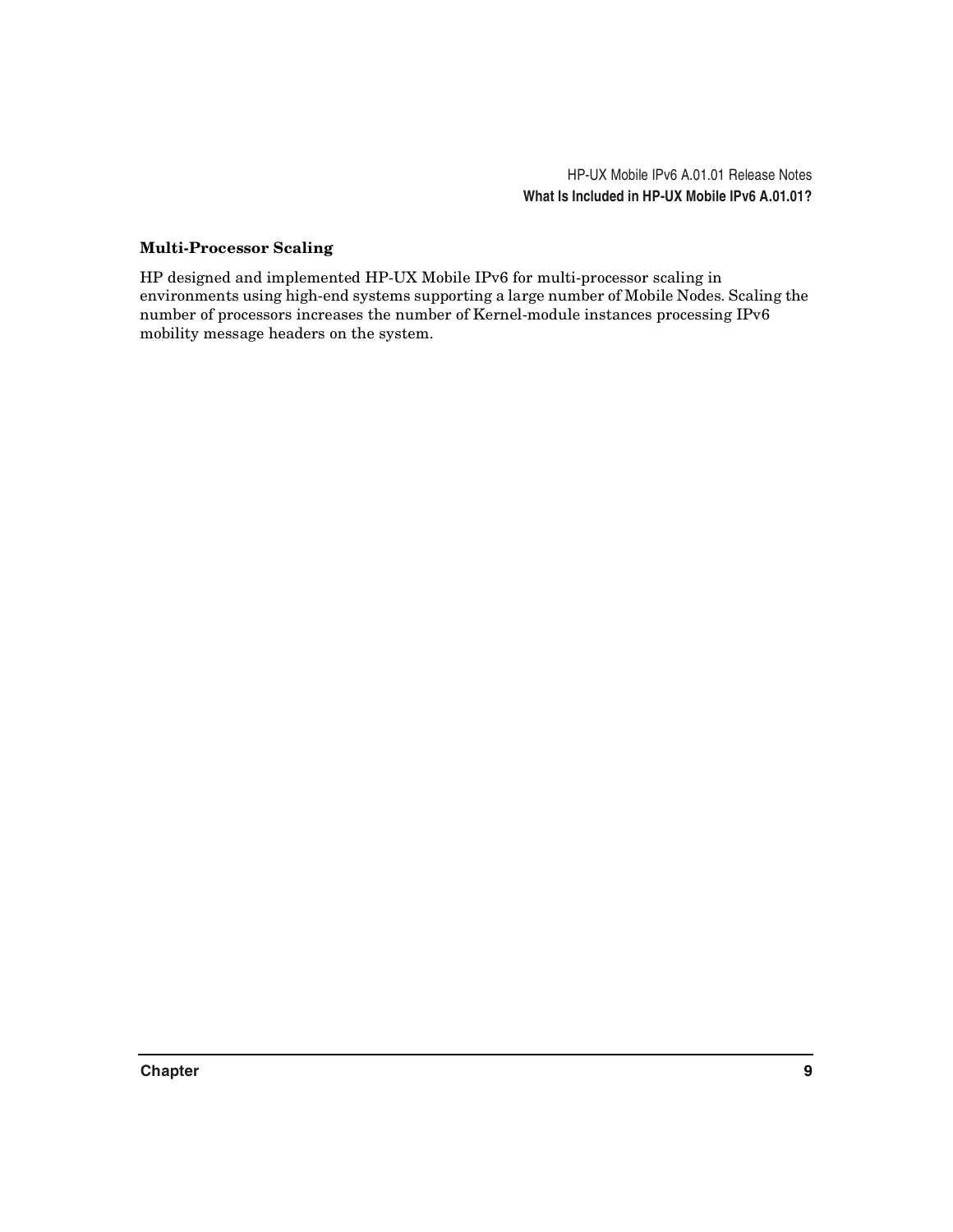### Multi-Processor Scaling

HP designed and implemented HP-UX Mobile IPv6 for multi-processor scaling in environments using high-end systems supporting a large number of Mobile Nodes. Scaling the number of processors increases the number of Kernel-module instances processing IPv6 mobility message headers on the system.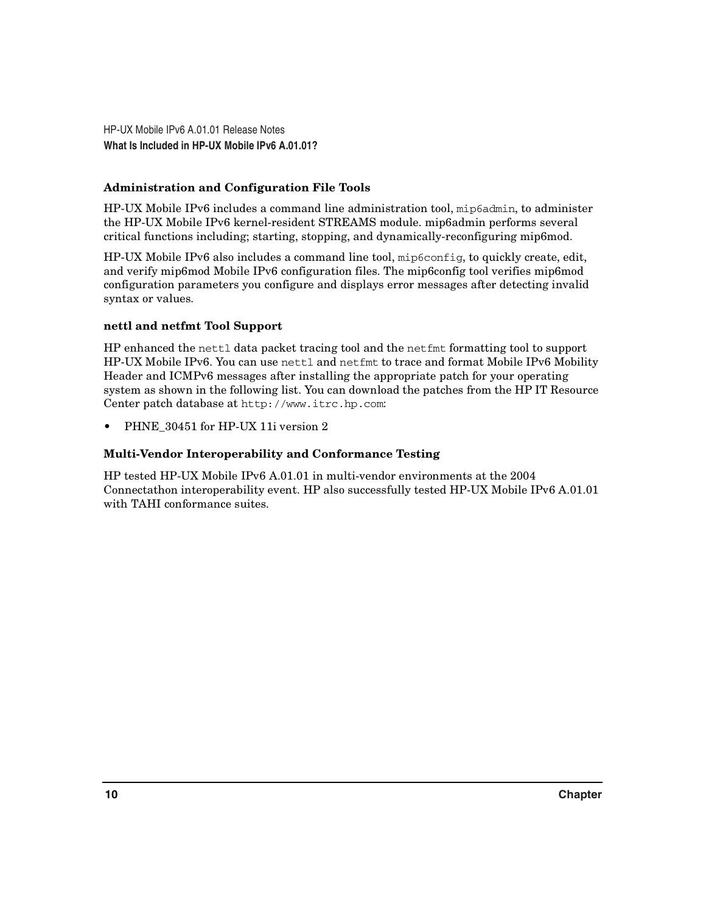### Administration and Configuration File Tools

HP-UX Mobile IPv6 includes a command line administration tool, `mip6admin`, to administer the HP-UX Mobile IPv6 kernel-resident STREAMS module. mip6admin performs several critical functions including; starting, stopping, and dynamically-reconfiguring mip6mod.

HP-UX Mobile IPv6 also includes a command line tool, `mip6config`, to quickly create, edit, and verify mip6mod Mobile IPv6 configuration files. The mip6config tool verifies mip6mod configuration parameters you configure and displays error messages after detecting invalid syntax or values.

### nettl and netfmt Tool Support

HP enhanced the `nettl` data packet tracing tool and the `netfmt` formatting tool to support HP-UX Mobile IPv6. You can use `nettl` and `netfmt` to trace and format Mobile IPv6 Mobility Header and ICMPv6 messages after installing the appropriate patch for your operating system as shown in the following list. You can download the patches from the HP IT Resource Center patch database at `http://www.itrc.hp.com`:

- PHNE_30451 for HP-UX 11i version 2

### Multi-Vendor Interoperability and Conformance Testing

HP tested HP-UX Mobile IPv6 A.01.01 in multi-vendor environments at the 2004 Connectathon interoperability event. HP also successfully tested HP-UX Mobile IPv6 A.01.01 with TAHI conformance suites.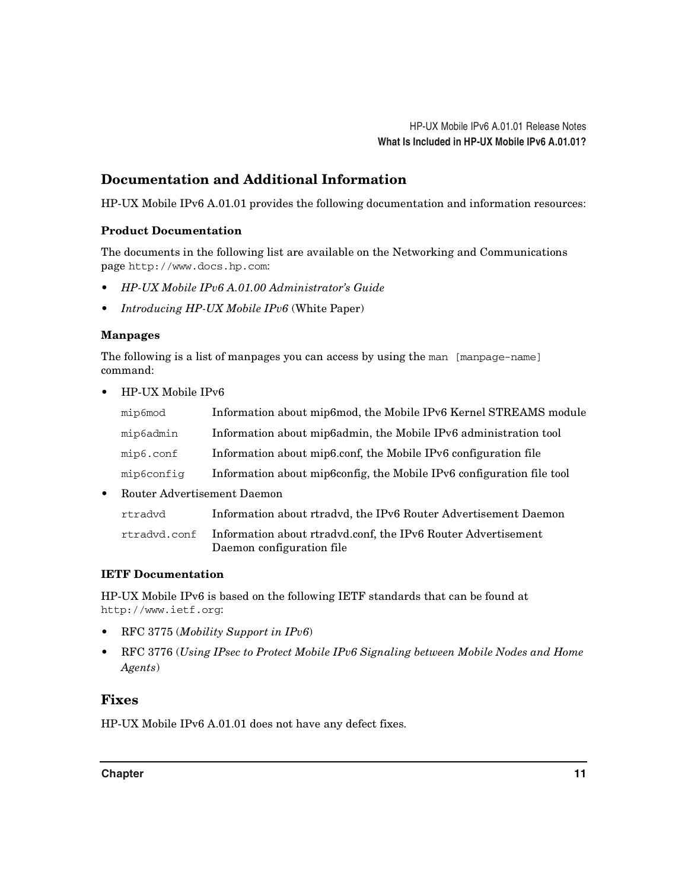## Documentation and Additional Information

HP-UX Mobile IPv6 A.01.01 provides the following documentation and information resources:

### Product Documentation

The documents in the following list are available on the Networking and Communications page `http://www.docs.hp.com`:

- *HP-UX Mobile IPv6 A.01.00 Administrator's Guide*
- *Introducing HP-UX Mobile IPv6* (White Paper)

### Manpages

The following is a list of manpages you can access by using the `man [manpage-name]` command:

- HP-UX Mobile IPv6

| | |
|---|---|
| `mip6mod` | Information about mip6mod, the Mobile IPv6 Kernel STREAMS module |
| `mip6admin` | Information about mip6admin, the Mobile IPv6 administration tool |
| `mip6.conf` | Information about mip6.conf, the Mobile IPv6 configuration file |
| `mip6config` | Information about mip6config, the Mobile IPv6 configuration file tool |

- Router Advertisement Daemon

| | |
|---|---|
| `rtradvd` | Information about rtradvd, the IPv6 Router Advertisement Daemon |
| `rtradvd.conf` | Information about rtradvd.conf, the IPv6 Router Advertisement Daemon configuration file |

### IETF Documentation

HP-UX Mobile IPv6 is based on the following IETF standards that can be found at `http://www.ietf.org`:

- RFC 3775 (*Mobility Support in IPv6*)
- RFC 3776 (*Using IPsec to Protect Mobile IPv6 Signaling between Mobile Nodes and Home Agents*)

## Fixes

HP-UX Mobile IPv6 A.01.01 does not have any defect fixes.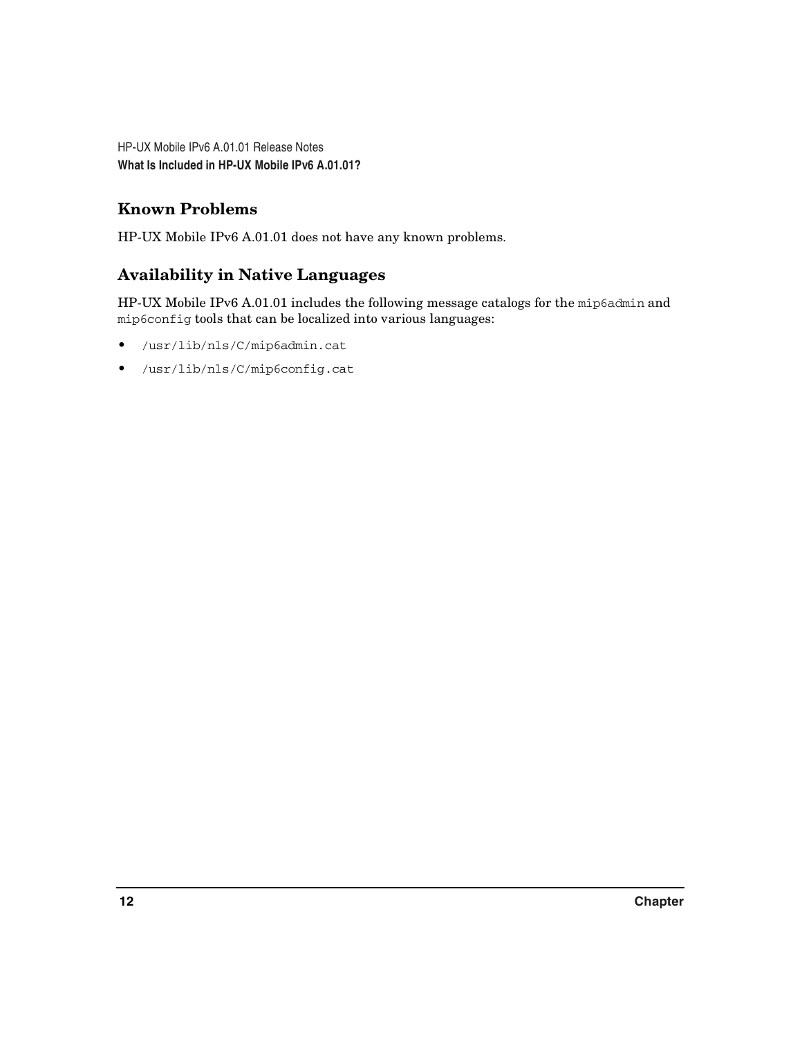## Known Problems

HP-UX Mobile IPv6 A.01.01 does not have any known problems.

## Availability in Native Languages

HP-UX Mobile IPv6 A.01.01 includes the following message catalogs for the `mip6admin` and `mip6config` tools that can be localized into various languages:

- `/usr/lib/nls/C/mip6admin.cat`
- `/usr/lib/nls/C/mip6config.cat`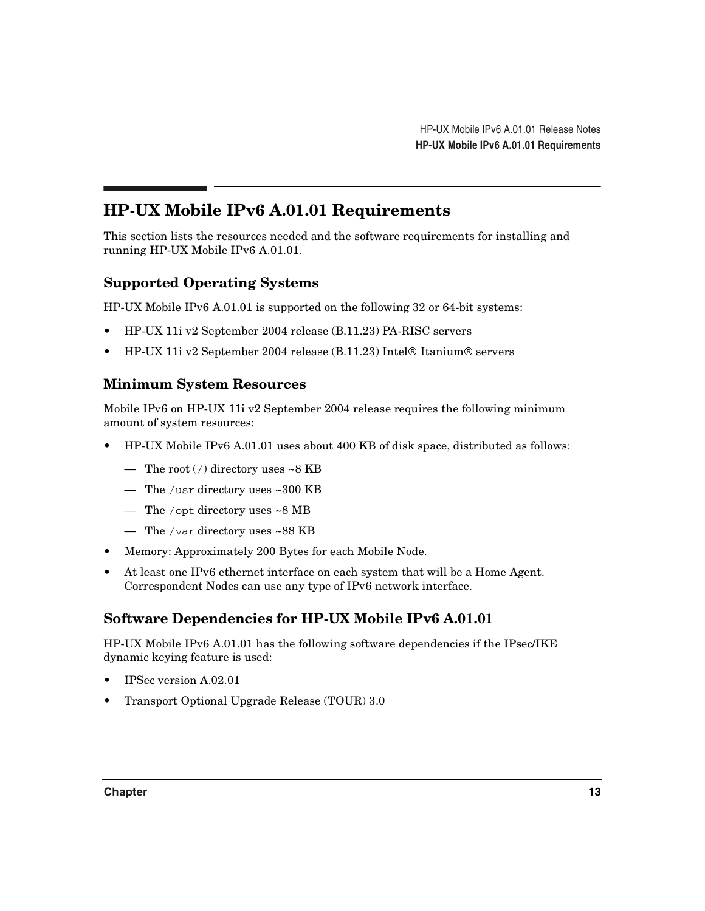## HP-UX Mobile IPv6 A.01.01 Requirements

This section lists the resources needed and the software requirements for installing and running HP-UX Mobile IPv6 A.01.01.

### Supported Operating Systems

HP-UX Mobile IPv6 A.01.01 is supported on the following 32 or 64-bit systems:

- HP-UX 11i v2 September 2004 release (B.11.23) PA-RISC servers
- HP-UX 11i v2 September 2004 release (B.11.23) Intel® Itanium® servers

### Minimum System Resources

Mobile IPv6 on HP-UX 11i v2 September 2004 release requires the following minimum amount of system resources:

- HP-UX Mobile IPv6 A.01.01 uses about 400 KB of disk space, distributed as follows:
  - The root (`/`) directory uses ~8 KB
  - The `/usr` directory uses ~300 KB
  - The `/opt` directory uses ~8 MB
  - The `/var` directory uses ~88 KB
- Memory: Approximately 200 Bytes for each Mobile Node.
- At least one IPv6 ethernet interface on each system that will be a Home Agent. Correspondent Nodes can use any type of IPv6 network interface.

### Software Dependencies for HP-UX Mobile IPv6 A.01.01

HP-UX Mobile IPv6 A.01.01 has the following software dependencies if the IPsec/IKE dynamic keying feature is used:

- IPSec version A.02.01
- Transport Optional Upgrade Release (TOUR) 3.0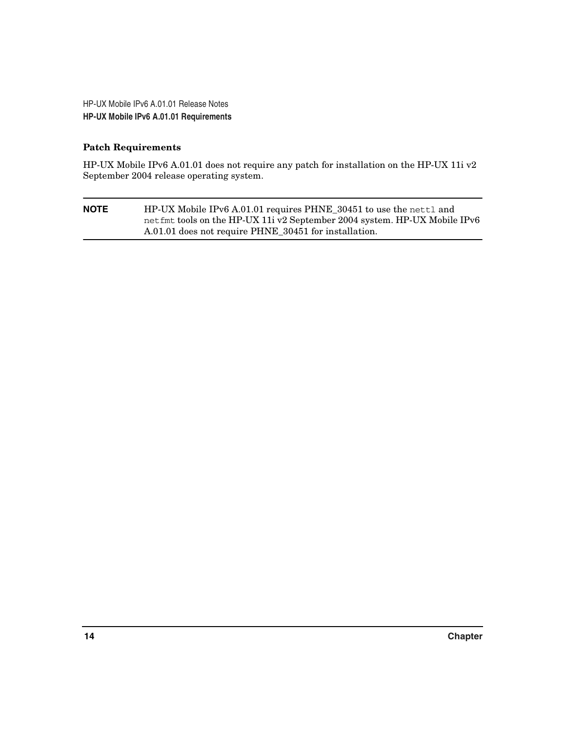### Patch Requirements

HP-UX Mobile IPv6 A.01.01 does not require any patch for installation on the HP-UX 11i v2 September 2004 release operating system.

**NOTE** HP-UX Mobile IPv6 A.01.01 requires PHNE_30451 to use the `nettl` and `netfmt` tools on the HP-UX 11i v2 September 2004 system. HP-UX Mobile IPv6 A.01.01 does not require PHNE_30451 for installation.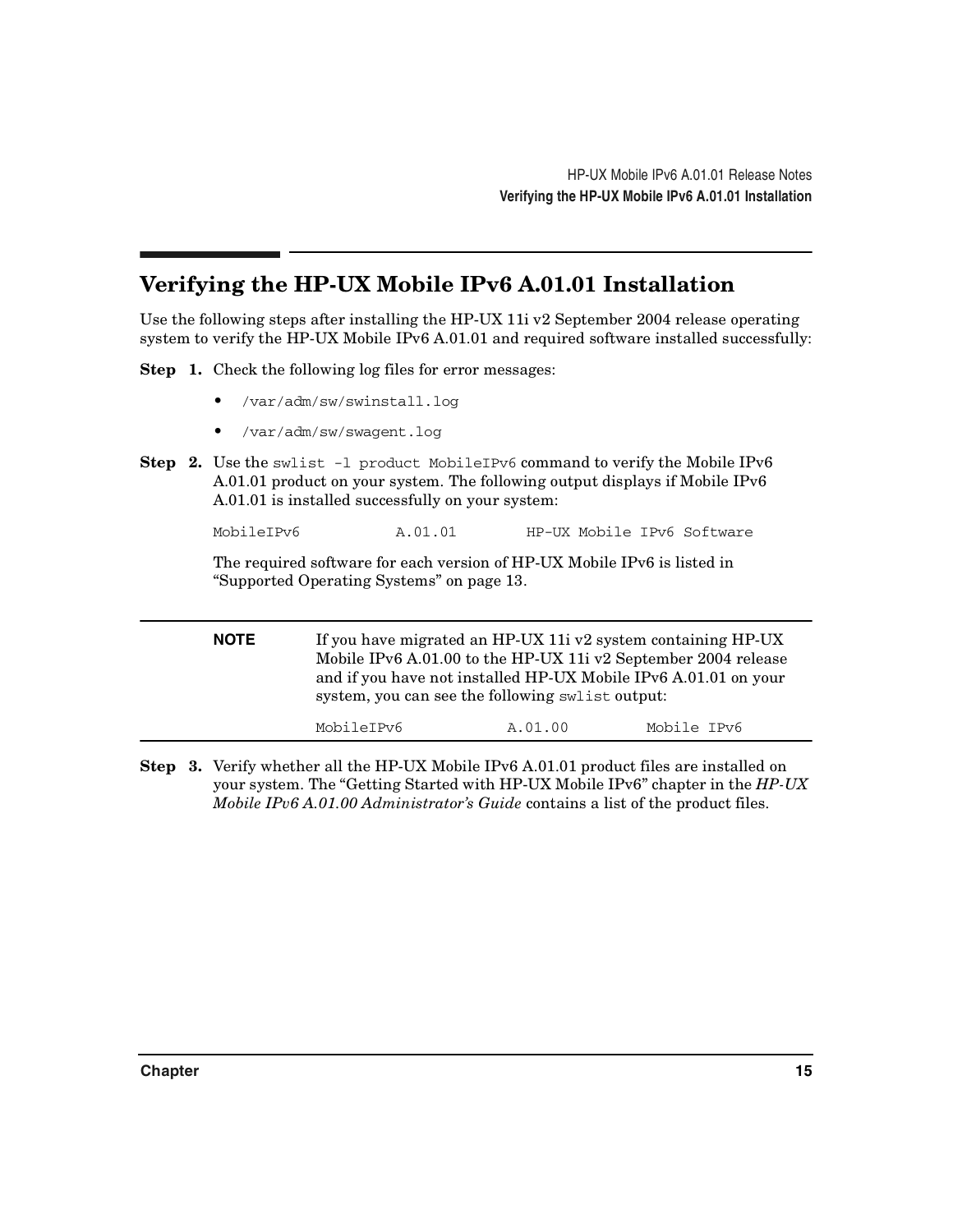## Verifying the HP-UX Mobile IPv6 A.01.01 Installation

Use the following steps after installing the HP-UX 11i v2 September 2004 release operating system to verify the HP-UX Mobile IPv6 A.01.01 and required software installed successfully:

**Step 1.** Check the following log files for error messages:

- `/var/adm/sw/swinstall.log`
- `/var/adm/sw/swagent.log`

**Step 2.** Use the `swlist -l product MobileIPv6` command to verify the Mobile IPv6 A.01.01 product on your system. The following output displays if Mobile IPv6 A.01.01 is installed successfully on your system:

```
MobileIPv6           A.01.01        HP-UX Mobile IPv6 Software
```

The required software for each version of HP-UX Mobile IPv6 is listed in “Supported Operating Systems” on page 13.

> **NOTE** If you have migrated an HP-UX 11i v2 system containing HP-UX Mobile IPv6 A.01.00 to the HP-UX 11i v2 September 2004 release and if you have not installed HP-UX Mobile IPv6 A.01.01 on your system, you can see the following `swlist` output:
>
> ```
> MobileIPv6             A.01.00          Mobile IPv6
> ```

**Step 3.** Verify whether all the HP-UX Mobile IPv6 A.01.01 product files are installed on your system. The “Getting Started with HP-UX Mobile IPv6” chapter in the *HP-UX Mobile IPv6 A.01.00 Administrator’s Guide* contains a list of the product files.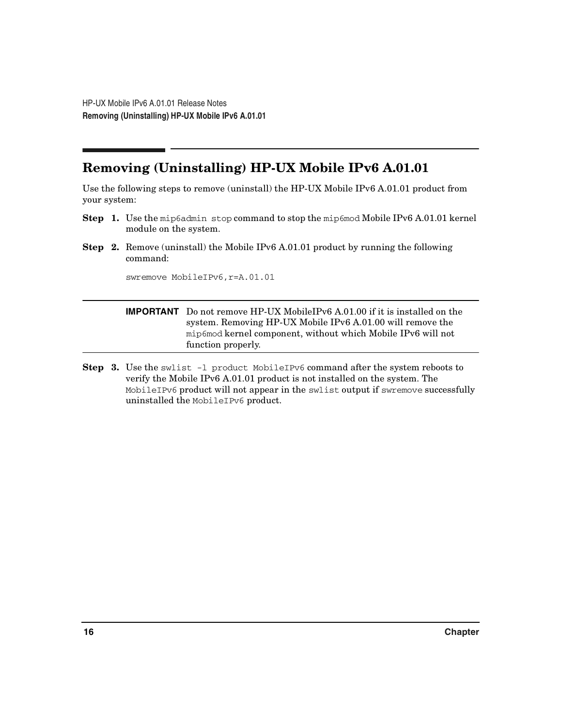## Removing (Uninstalling) HP-UX Mobile IPv6 A.01.01

Use the following steps to remove (uninstall) the HP-UX Mobile IPv6 A.01.01 product from your system:

**Step 1.** Use the `mip6admin stop` command to stop the `mip6mod` Mobile IPv6 A.01.01 kernel module on the system.

**Step 2.** Remove (uninstall) the Mobile IPv6 A.01.01 product by running the following command:

```
swremove MobileIPv6,r=A.01.01
```

**IMPORTANT** Do not remove HP-UX MobileIPv6 A.01.00 if it is installed on the system. Removing HP-UX Mobile IPv6 A.01.00 will remove the `mip6mod` kernel component, without which Mobile IPv6 will not function properly.

**Step 3.** Use the `swlist -l product MobileIPv6` command after the system reboots to verify the Mobile IPv6 A.01.01 product is not installed on the system. The `MobileIPv6` product will not appear in the `swlist` output if `swremove` successfully uninstalled the `MobileIPv6` product.